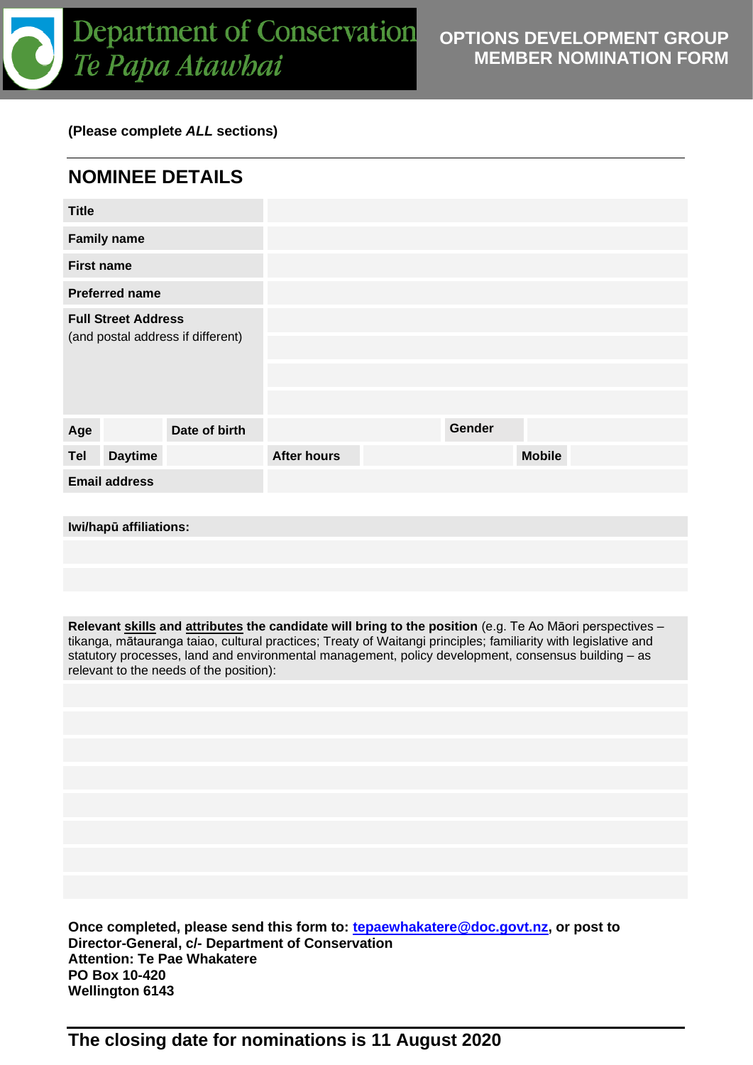Department of Conservation
*Te Papa Atawhai*

**OPTIONS DEVELOPMENT GROUP MEMBER NOMINATION FORM**

**(Please complete *ALL* sections)**

## NOMINEE DETAILS

| | | | | | | |
|---|---|---|---|---|---|---|
| **Title** | | | | | | |
| **Family name** | | | | | | |
| **First name** | | | | | | |
| **Preferred name** | | | | | | |
| **Full Street Address** (and postal address if different) | | | | | | |
| **Age** | | **Date of birth** | | **Gender** | | |
| **Tel** | **Daytime** | | **After hours** | | **Mobile** | |
| **Email address** | | | | | | |

**Iwi/hapū affiliations:**

**Relevant skills and attributes the candidate will bring to the position** (e.g. Te Ao Māori perspectives – tikanga, mātauranga taiao, cultural practices; Treaty of Waitangi principles; familiarity with legislative and statutory processes, land and environmental management, policy development, consensus building – as relevant to the needs of the position):

**Once completed, please send this form to: tepaewhakatere@doc.govt.nz, or post to**
**Director-General, c/- Department of Conservation**
**Attention: Te Pae Whakatere**
**PO Box 10-420**
**Wellington 6143**

**The closing date for nominations is 11 August 2020**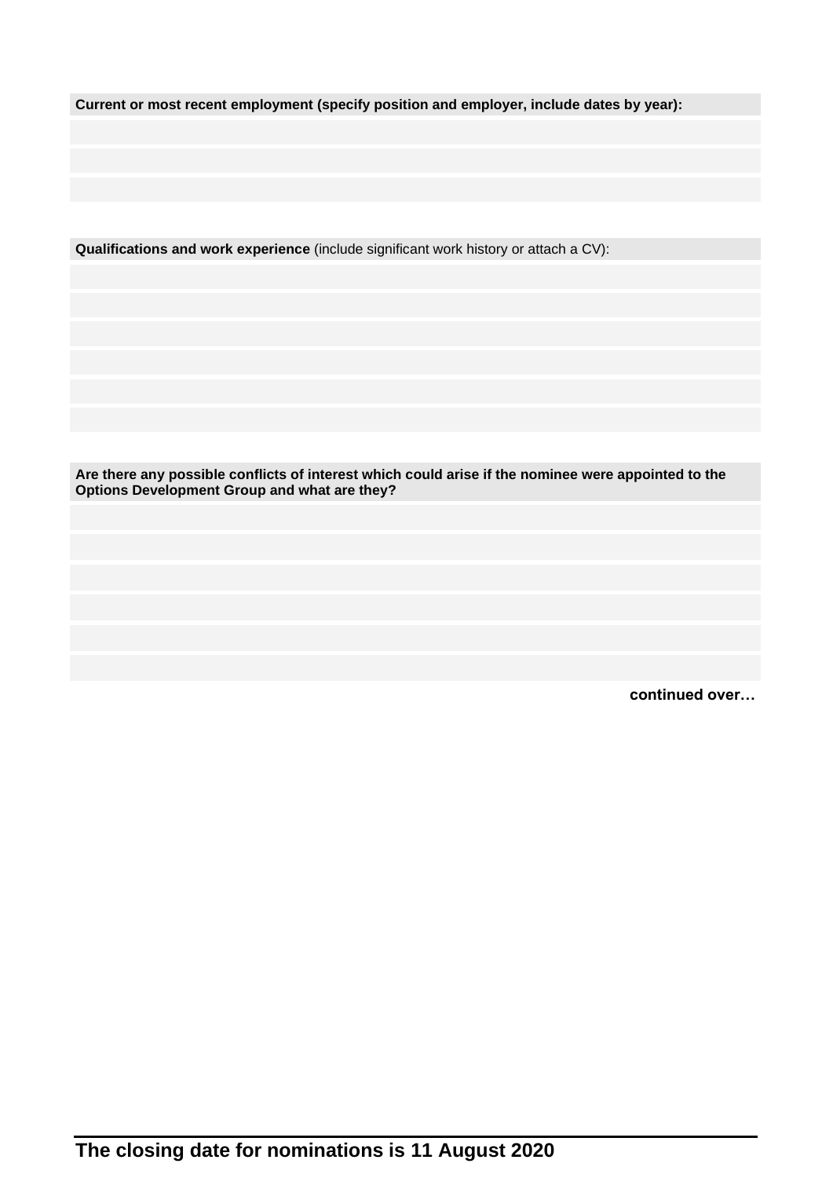**Current or most recent employment (specify position and employer, include dates by year):**

**Qualifications and work experience** (include significant work history or attach a CV):

**Are there any possible conflicts of interest which could arise if the nominee were appointed to the Options Development Group and what are they?**

**continued over…**

**The closing date for nominations is 11 August 2020**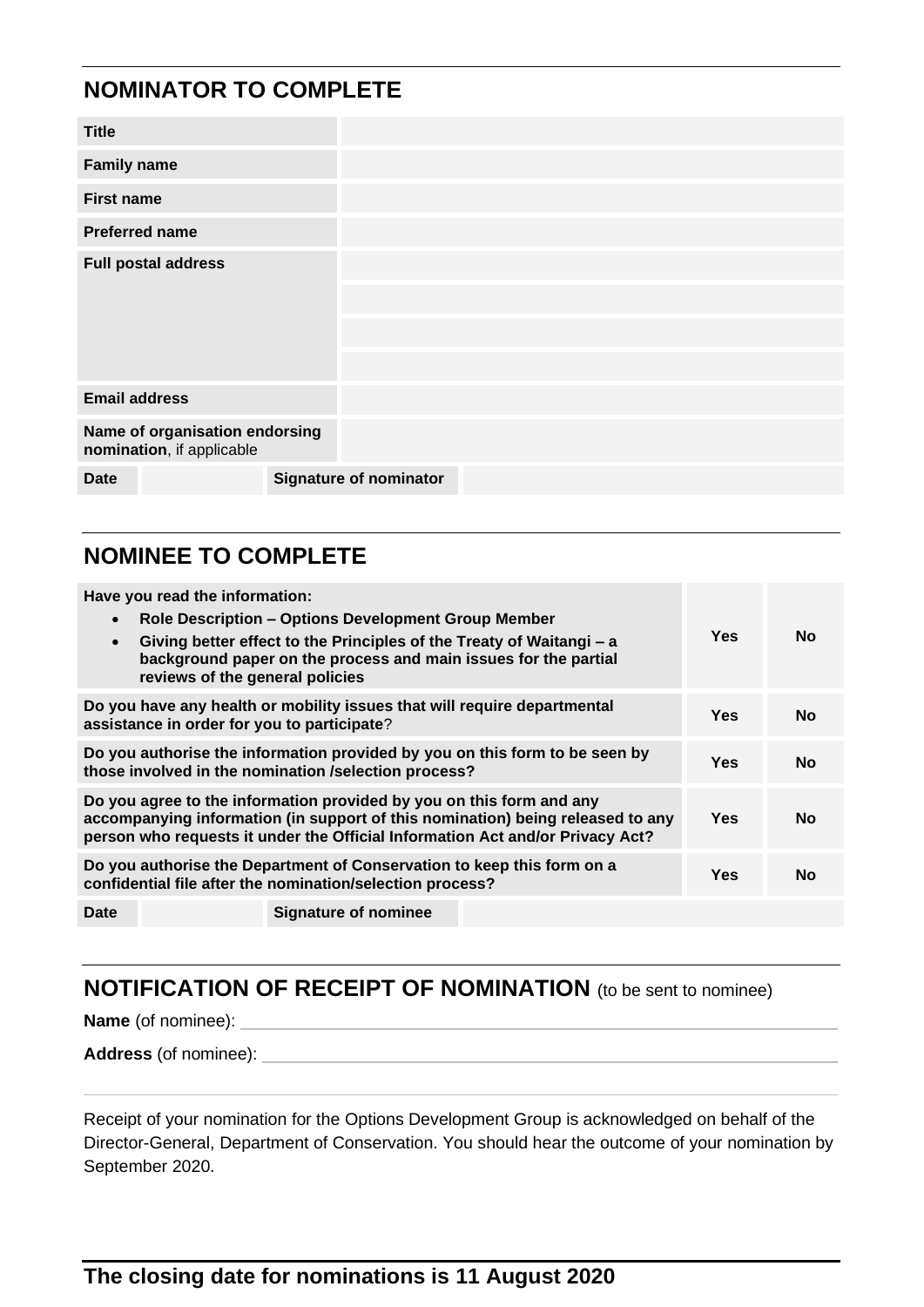## NOMINATOR TO COMPLETE

| | | | |
|---|---|---|---|
| **Title** | | | |
| **Family name** | | | |
| **First name** | | | |
| **Preferred name** | | | |
| **Full postal address** | | | |
| | | | |
| | | | |
| | | | |
| **Email address** | | | |
| **Name of organisation endorsing nomination**, if applicable | | | |
| **Date** | | **Signature of nominator** | |

## NOMINEE TO COMPLETE

| | | |
|---|---|---|
| **Have you read the information:**<br>• **Role Description – Options Development Group Member**<br>• **Giving better effect to the Principles of the Treaty of Waitangi – a background paper on the process and main issues for the partial reviews of the general policies** | **Yes** | **No** |
| **Do you have any health or mobility issues that will require departmental assistance in order for you to participate**? | **Yes** | **No** |
| **Do you authorise the information provided by you on this form to be seen by those involved in the nomination /selection process?** | **Yes** | **No** |
| **Do you agree to the information provided by you on this form and any accompanying information (in support of this nomination) being released to any person who requests it under the Official Information Act and/or Privacy Act?** | **Yes** | **No** |
| **Do you authorise the Department of Conservation to keep this form on a confidential file after the nomination/selection process?** | **Yes** | **No** |

| | | | |
|---|---|---|---|
| **Date** | | **Signature of nominee** | |

## NOTIFICATION OF RECEIPT OF NOMINATION (to be sent to nominee)

**Name** (of nominee): \_\_\_\_\_\_\_\_\_\_\_\_\_\_\_\_\_\_\_\_\_\_\_\_\_\_\_\_\_\_\_\_\_\_\_\_\_\_\_\_

**Address** (of nominee): \_\_\_\_\_\_\_\_\_\_\_\_\_\_\_\_\_\_\_\_\_\_\_\_\_\_\_\_\_\_\_\_\_\_\_\_\_\_\_\_

Receipt of your nomination for the Options Development Group is acknowledged on behalf of the Director-General, Department of Conservation. You should hear the outcome of your nomination by September 2020.

## The closing date for nominations is 11 August 2020